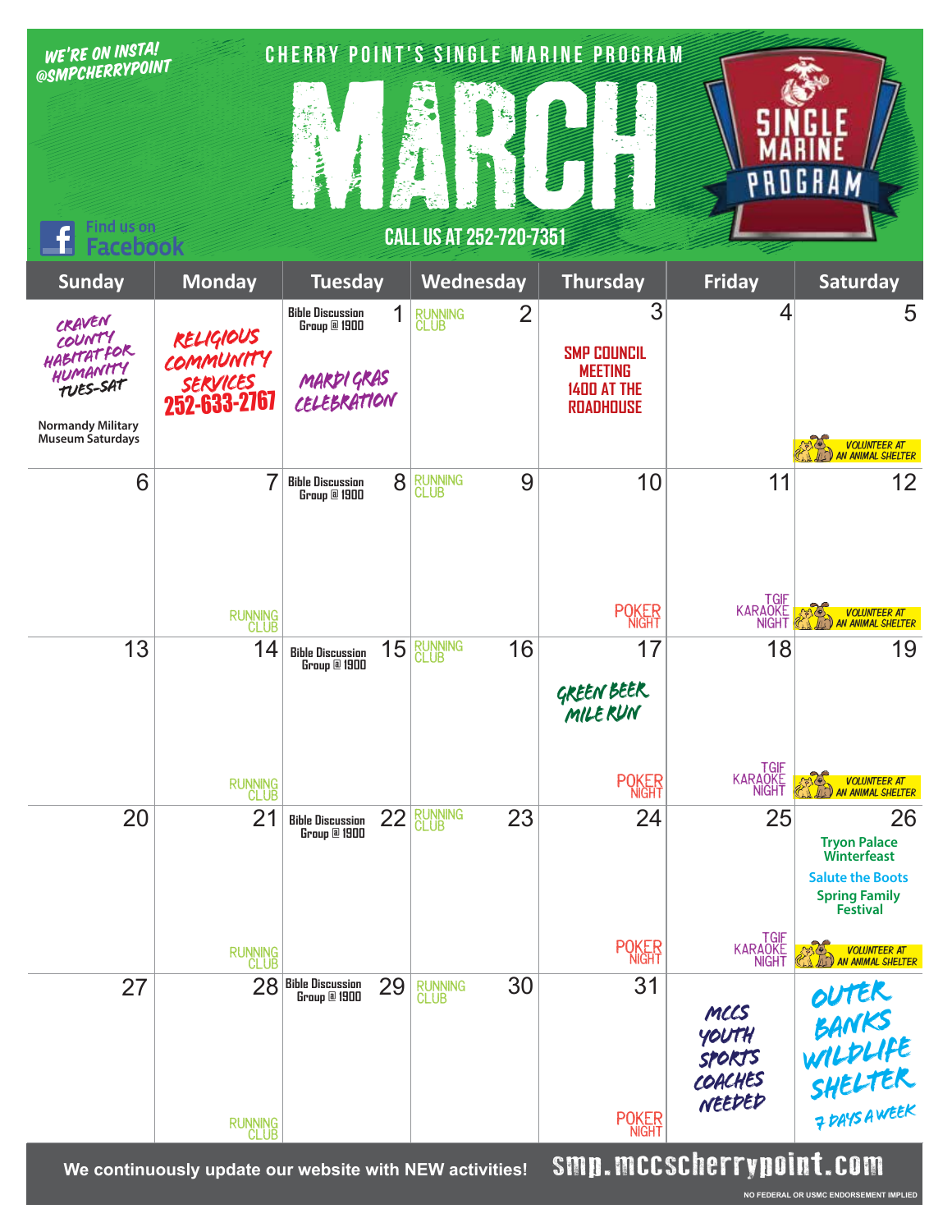WE'RE ON INSTA! @SMPCHERRYPOINT

# CHERRY POINT'S SINGLE MARINE PROGRAM

# MARCH

SINGLE MARINE PROGRAM

Find us on Facebook

CALL US AT 252-720-7351

| Sunday | Monday | Tuesday | Wednesday | Thursday | Friday | Saturday |
|---|---|---|---|---|---|---|
| CRAVEN COUNTY HABITAT FOR HUMANITY TUES-SAT<br>Normandy Military Museum Saturdays | RELIGIOUS COMMUNITY SERVICES 252-633-2767 | 1<br>Bible Discussion Group @ 1900<br>MARDI GRAS CELEBRATION | 2<br>RUNNING CLUB | 3<br>SMP COUNCIL MEETING 1400 AT THE ROADHOUSE | 4 | 5<br>VOLUNTEER AT AN ANIMAL SHELTER |
| 6 | 7<br>RUNNING CLUB | 8<br>Bible Discussion Group @ 1900 | 9<br>RUNNING CLUB | 10<br>POKER NIGHT | 11<br>TGIF KARAOKE NIGHT | 12<br>VOLUNTEER AT AN ANIMAL SHELTER |
| 13 | 14<br>RUNNING CLUB | 15<br>Bible Discussion Group @ 1900 | 16<br>RUNNING CLUB | 17<br>GREEN BEER MILE RUN<br>POKER NIGHT | 18<br>TGIF KARAOKE NIGHT | 19<br>VOLUNTEER AT AN ANIMAL SHELTER |
| 20 | 21<br>RUNNING CLUB | 22<br>Bible Discussion Group @ 1900 | 23<br>RUNNING CLUB | 24<br>POKER NIGHT | 25<br>TGIF KARAOKE NIGHT | 26<br>Tryon Palace Winterfeast<br>Salute the Boots<br>Spring Family Festival<br>VOLUNTEER AT AN ANIMAL SHELTER |
| 27 | 28<br>RUNNING CLUB | 29<br>Bible Discussion Group @ 1900 | 30<br>RUNNING CLUB | 31<br>POKER NIGHT | MCCS YOUTH SPORTS COACHES NEEDED | OUTER BANKS WILDLIFE SHELTER 7 DAYS A WEEK |

We continuously update our website with NEW activities! smp.mccscherrypoint.com

NO FEDERAL OR USMC ENDORSEMENT IMPLIED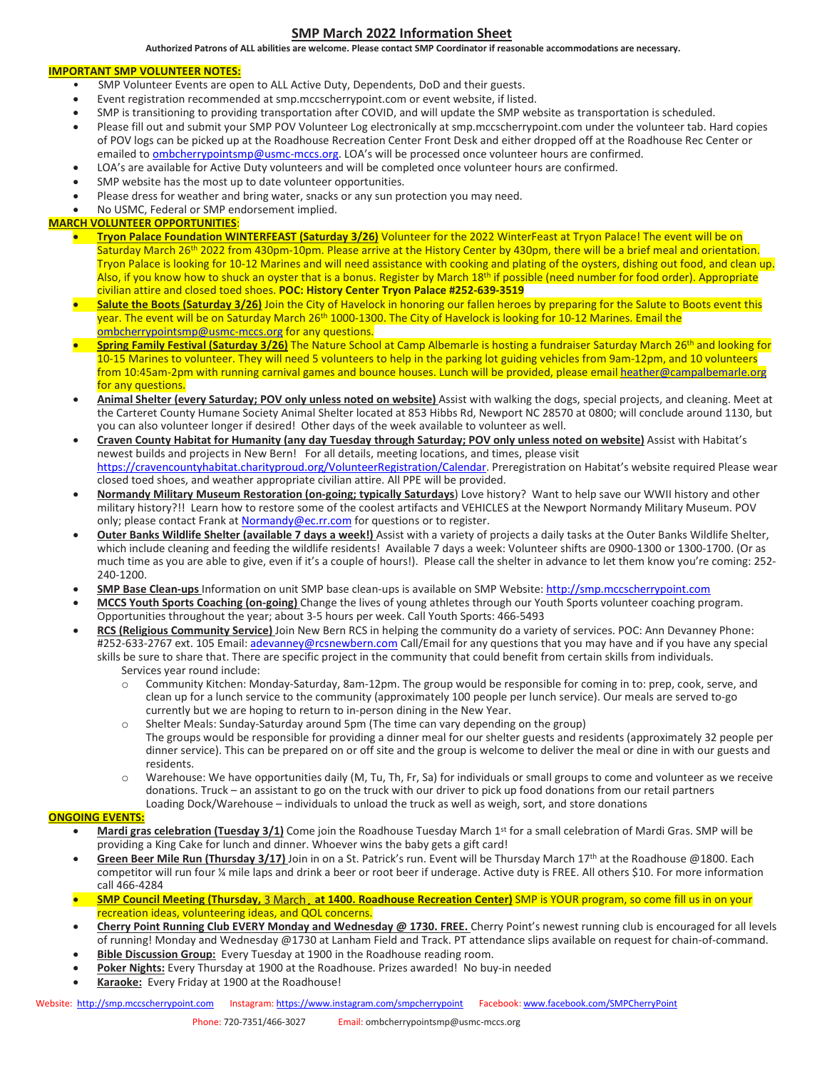# SMP March 2022 Information Sheet

**Authorized Patrons of ALL abilities are welcome. Please contact SMP Coordinator if reasonable accommodations are necessary.**

**IMPORTANT SMP VOLUNTEER NOTES:**

- SMP Volunteer Events are open to ALL Active Duty, Dependents, DoD and their guests.
- Event registration recommended at smp.mccscherrypoint.com or event website, if listed.
- SMP is transitioning to providing transportation after COVID, and will update the SMP website as transportation is scheduled.
- Please fill out and submit your SMP POV Volunteer Log electronically at smp.mccscherrypoint.com under the volunteer tab. Hard copies of POV logs can be picked up at the Roadhouse Recreation Center Front Desk and either dropped off at the Roadhouse Rec Center or emailed to ombcherrypointsmp@usmc-mccs.org. LOA's will be processed once volunteer hours are confirmed.
- LOA's are available for Active Duty volunteers and will be completed once volunteer hours are confirmed.
- SMP website has the most up to date volunteer opportunities.
- Please dress for weather and bring water, snacks or any sun protection you may need.
- No USMC, Federal or SMP endorsement implied.

**MARCH VOLUNTEER OPPORTUNITIES**:

- **Tryon Palace Foundation WINTERFEAST (Saturday 3/26)** Volunteer for the 2022 WinterFeast at Tryon Palace! The event will be on Saturday March 26th 2022 from 430pm-10pm. Please arrive at the History Center by 430pm, there will be a brief meal and orientation. Tryon Palace is looking for 10-12 Marines and will need assistance with cooking and plating of the oysters, dishing out food, and clean up. Also, if you know how to shuck an oyster that is a bonus. Register by March 18th if possible (need number for food order). Appropriate civilian attire and closed toed shoes. **POC: History Center Tryon Palace #252-639-3519**
- **Salute the Boots (Saturday 3/26)** Join the City of Havelock in honoring our fallen heroes by preparing for the Salute to Boots event this year. The event will be on Saturday March 26th 1000-1300. The City of Havelock is looking for 10-12 Marines. Email the ombcherrypointsmp@usmc-mccs.org for any questions.
- **Spring Family Festival (Saturday 3/26)** The Nature School at Camp Albemarle is hosting a fundraiser Saturday March 26th and looking for 10-15 Marines to volunteer. They will need 5 volunteers to help in the parking lot guiding vehicles from 9am-12pm, and 10 volunteers from 10:45am-2pm with running carnival games and bounce houses. Lunch will be provided, please email heather@campalbemarle.org for any questions.
- **Animal Shelter (every Saturday; POV only unless noted on website)** Assist with walking the dogs, special projects, and cleaning. Meet at the Carteret County Humane Society Animal Shelter located at 853 Hibbs Rd, Newport NC 28570 at 0800; will conclude around 1130, but you can also volunteer longer if desired! Other days of the week available to volunteer as well.
- **Craven County Habitat for Humanity (any day Tuesday through Saturday; POV only unless noted on website)** Assist with Habitat's newest builds and projects in New Bern! For all details, meeting locations, and times, please visit https://cravencountyhabitat.charityproud.org/VolunteerRegistration/Calendar. Preregistration on Habitat's website required Please wear closed toed shoes, and weather appropriate civilian attire. All PPE will be provided.
- **Normandy Military Museum Restoration (on-going; typically Saturdays**) Love history? Want to help save our WWII history and other military history?!! Learn how to restore some of the coolest artifacts and VEHICLES at the Newport Normandy Military Museum. POV only; please contact Frank at Normandy@ec.rr.com for questions or to register.
- **Outer Banks Wildlife Shelter (available 7 days a week!)** Assist with a variety of projects a daily tasks at the Outer Banks Wildlife Shelter, which include cleaning and feeding the wildlife residents! Available 7 days a week: Volunteer shifts are 0900-1300 or 1300-1700. (Or as much time as you are able to give, even if it's a couple of hours!). Please call the shelter in advance to let them know you're coming: 252-240-1200.
- **SMP Base Clean-ups** Information on unit SMP base clean-ups is available on SMP Website: http://smp.mccscherrypoint.com
- **MCCS Youth Sports Coaching (on-going)** Change the lives of young athletes through our Youth Sports volunteer coaching program. Opportunities throughout the year; about 3-5 hours per week. Call Youth Sports: 466-5493
- **RCS (Religious Community Service)** Join New Bern RCS in helping the community do a variety of services. POC: Ann Devanney Phone: #252-633-2767 ext. 105 Email: adevanney@rcsnewbern.com Call/Email for any questions that you may have and if you have any special skills be sure to share that. There are specific project in the community that could benefit from certain skills from individuals.

  Services year round include:
  - Community Kitchen: Monday-Saturday, 8am-12pm. The group would be responsible for coming in to: prep, cook, serve, and clean up for a lunch service to the community (approximately 100 people per lunch service). Our meals are served to-go currently but we are hoping to return to in-person dining in the New Year.
  - Shelter Meals: Sunday-Saturday around 5pm (The time can vary depending on the group)
    The groups would be responsible for providing a dinner meal for our shelter guests and residents (approximately 32 people per dinner service). This can be prepared on or off site and the group is welcome to deliver the meal or dine in with our guests and residents.
  - Warehouse: We have opportunities daily (M, Tu, Th, Fr, Sa) for individuals or small groups to come and volunteer as we receive donations. Truck – an assistant to go on the truck with our driver to pick up food donations from our retail partners
    Loading Dock/Warehouse – individuals to unload the truck as well as weigh, sort, and store donations

**ONGOING EVENTS:**

- **Mardi gras celebration (Tuesday 3/1)** Come join the Roadhouse Tuesday March 1st for a small celebration of Mardi Gras. SMP will be providing a King Cake for lunch and dinner. Whoever wins the baby gets a gift card!
- **Green Beer Mile Run (Thursday 3/17)** Join in on a St. Patrick's run. Event will be Thursday March 17th at the Roadhouse @1800. Each competitor will run four ¼ mile laps and drink a beer or root beer if underage. Active duty is FREE. All others $10. For more information call 466-4284
- **SMP Council Meeting (Thursday, 3 March, at 1400. Roadhouse Recreation Center)** SMP is YOUR program, so come fill us in on your recreation ideas, volunteering ideas, and QOL concerns.
- **Cherry Point Running Club EVERY Monday and Wednesday @ 1730. FREE.** Cherry Point's newest running club is encouraged for all levels of running! Monday and Wednesday @1730 at Lanham Field and Track. PT attendance slips available on request for chain-of-command.
- **Bible Discussion Group:** Every Tuesday at 1900 in the Roadhouse reading room.
- **Poker Nights:** Every Thursday at 1900 at the Roadhouse. Prizes awarded! No buy-in needed
- **Karaoke:** Every Friday at 1900 at the Roadhouse!

Website: http://smp.mccscherrypoint.com Instagram: https://www.instagram.com/smpcherrypoint Facebook: www.facebook.com/SMPCherryPoint

Phone: 720-7351/466-3027 Email: ombcherrypointsmp@usmc-mccs.org